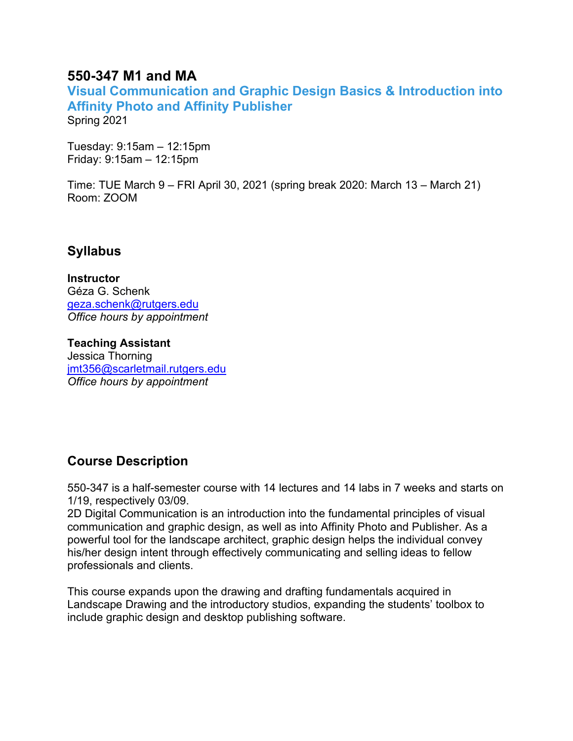# 550-347 M1 and MA

## Visual Communication and Graphic Design Basics & Introduction into Affinity Photo and Affinity Publisher

Spring 2021

Tuesday: 9:15am – 12:15pm
Friday: 9:15am – 12:15pm

Time: TUE March 9 – FRI April 30, 2021 (spring break 2020: March 13 – March 21)
Room: ZOOM

## Syllabus

**Instructor**
Géza G. Schenk
geza.schenk@rutgers.edu
*Office hours by appointment*

**Teaching Assistant**
Jessica Thorning
jmt356@scarletmail.rutgers.edu
*Office hours by appointment*

## Course Description

550-347 is a half-semester course with 14 lectures and 14 labs in 7 weeks and starts on 1/19, respectively 03/09.
2D Digital Communication is an introduction into the fundamental principles of visual communication and graphic design, as well as into Affinity Photo and Publisher. As a powerful tool for the landscape architect, graphic design helps the individual convey his/her design intent through effectively communicating and selling ideas to fellow professionals and clients.

This course expands upon the drawing and drafting fundamentals acquired in Landscape Drawing and the introductory studios, expanding the students' toolbox to include graphic design and desktop publishing software.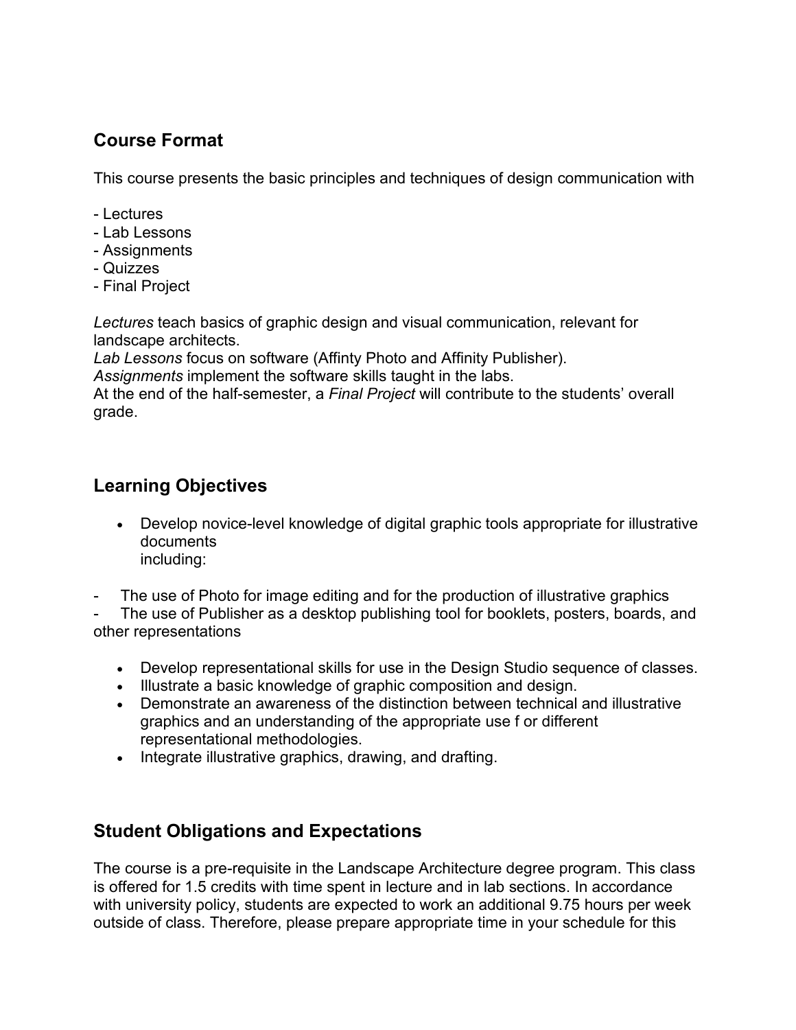## Course Format

This course presents the basic principles and techniques of design communication with

- Lectures
- Lab Lessons
- Assignments
- Quizzes
- Final Project

*Lectures* teach basics of graphic design and visual communication, relevant for landscape architects.
*Lab Lessons* focus on software (Affinty Photo and Affinity Publisher).
*Assignments* implement the software skills taught in the labs.
At the end of the half-semester, a *Final Project* will contribute to the students' overall grade.

## Learning Objectives

- Develop novice-level knowledge of digital graphic tools appropriate for illustrative documents including:

- The use of Photo for image editing and for the production of illustrative graphics
- The use of Publisher as a desktop publishing tool for booklets, posters, boards, and other representations

- Develop representational skills for use in the Design Studio sequence of classes.
- Illustrate a basic knowledge of graphic composition and design.
- Demonstrate an awareness of the distinction between technical and illustrative graphics and an understanding of the appropriate use f or different representational methodologies.
- Integrate illustrative graphics, drawing, and drafting.

## Student Obligations and Expectations

The course is a pre-requisite in the Landscape Architecture degree program. This class is offered for 1.5 credits with time spent in lecture and in lab sections. In accordance with university policy, students are expected to work an additional 9.75 hours per week outside of class. Therefore, please prepare appropriate time in your schedule for this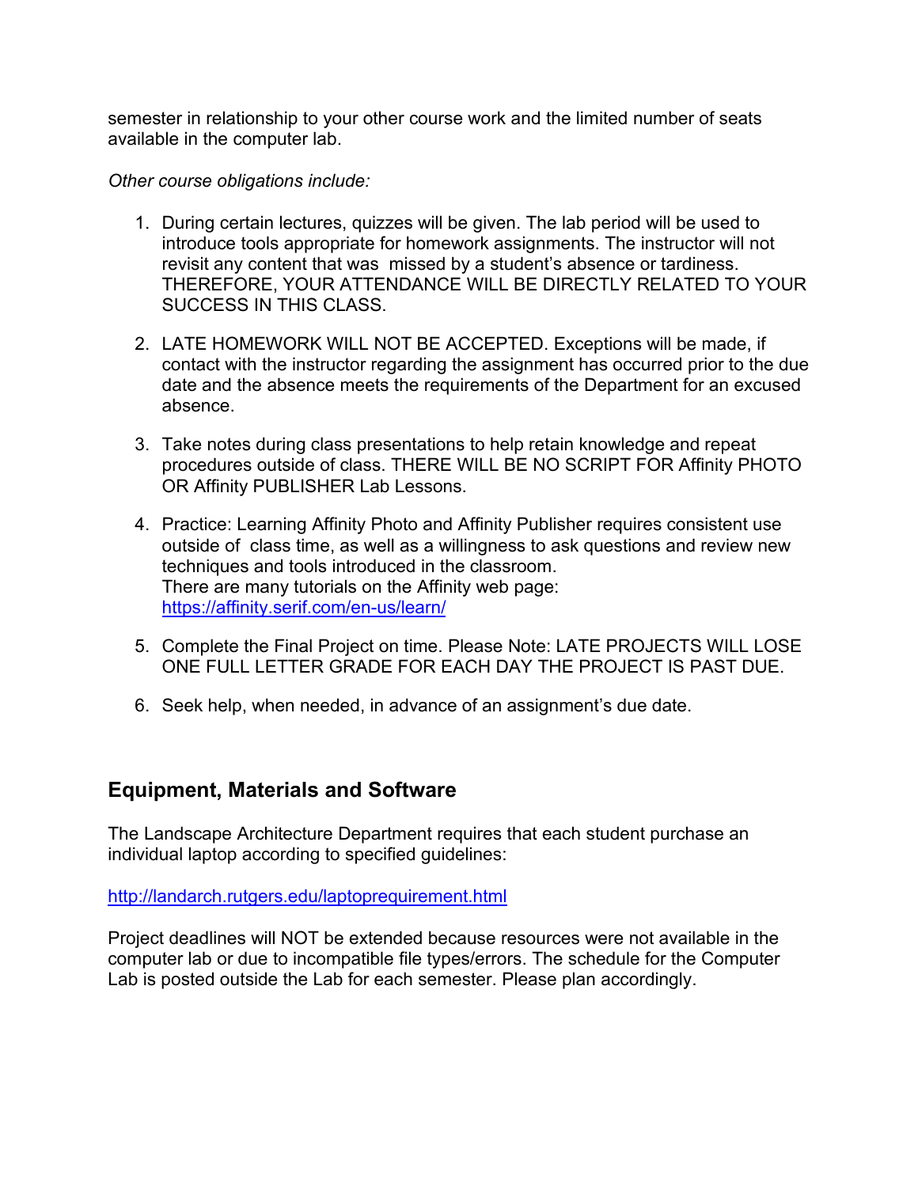semester in relationship to your other course work and the limited number of seats available in the computer lab.

*Other course obligations include:*

1. During certain lectures, quizzes will be given. The lab period will be used to introduce tools appropriate for homework assignments. The instructor will not revisit any content that was missed by a student's absence or tardiness. THEREFORE, YOUR ATTENDANCE WILL BE DIRECTLY RELATED TO YOUR SUCCESS IN THIS CLASS.

2. LATE HOMEWORK WILL NOT BE ACCEPTED. Exceptions will be made, if contact with the instructor regarding the assignment has occurred prior to the due date and the absence meets the requirements of the Department for an excused absence.

3. Take notes during class presentations to help retain knowledge and repeat procedures outside of class. THERE WILL BE NO SCRIPT FOR Affinity PHOTO OR Affinity PUBLISHER Lab Lessons.

4. Practice: Learning Affinity Photo and Affinity Publisher requires consistent use outside of class time, as well as a willingness to ask questions and review new techniques and tools introduced in the classroom.
   There are many tutorials on the Affinity web page:
   https://affinity.serif.com/en-us/learn/

5. Complete the Final Project on time. Please Note: LATE PROJECTS WILL LOSE ONE FULL LETTER GRADE FOR EACH DAY THE PROJECT IS PAST DUE.

6. Seek help, when needed, in advance of an assignment's due date.

## Equipment, Materials and Software

The Landscape Architecture Department requires that each student purchase an individual laptop according to specified guidelines:

http://landarch.rutgers.edu/laptoprequirement.html

Project deadlines will NOT be extended because resources were not available in the computer lab or due to incompatible file types/errors. The schedule for the Computer Lab is posted outside the Lab for each semester. Please plan accordingly.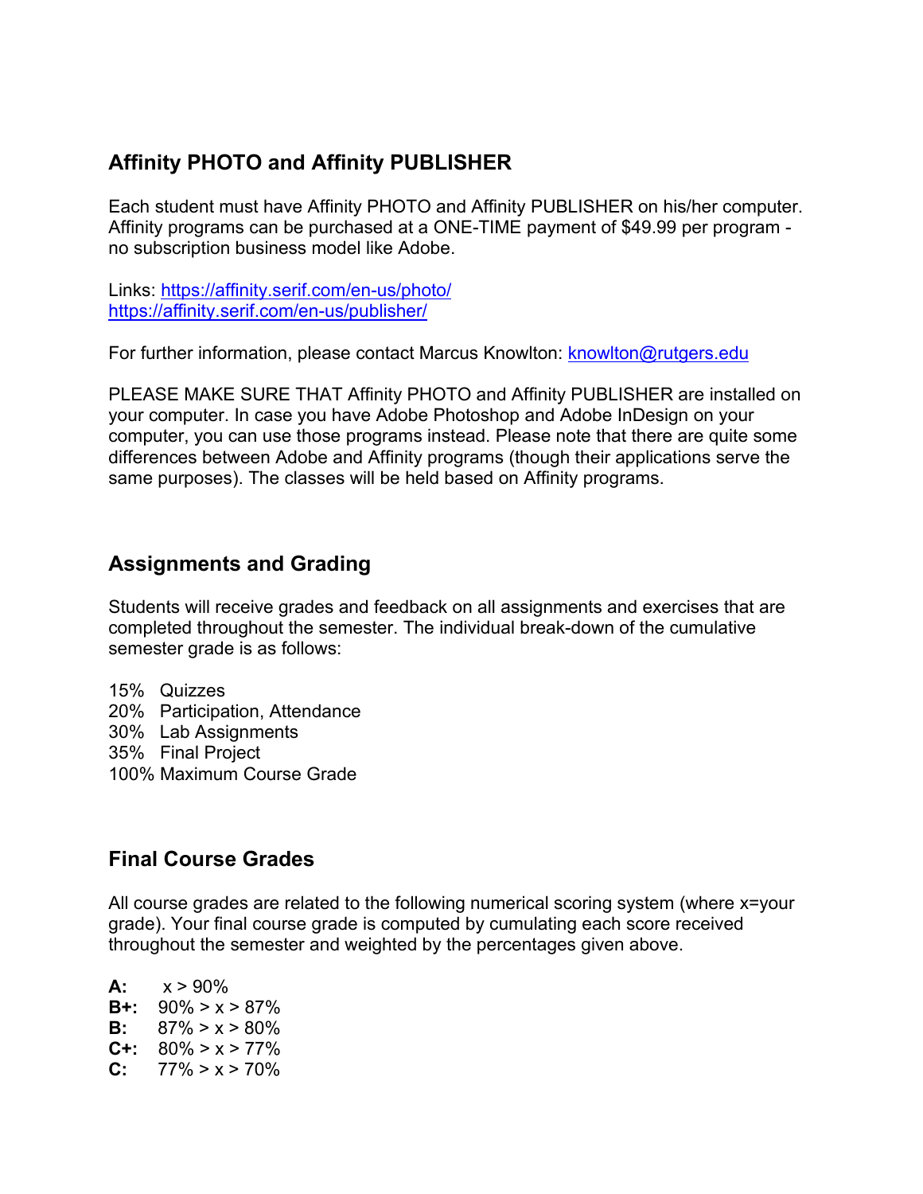## Affinity PHOTO and Affinity PUBLISHER

Each student must have Affinity PHOTO and Affinity PUBLISHER on his/her computer. Affinity programs can be purchased at a ONE-TIME payment of $49.99 per program - no subscription business model like Adobe.

Links: https://affinity.serif.com/en-us/photo/
https://affinity.serif.com/en-us/publisher/

For further information, please contact Marcus Knowlton: knowlton@rutgers.edu

PLEASE MAKE SURE THAT Affinity PHOTO and Affinity PUBLISHER are installed on your computer. In case you have Adobe Photoshop and Adobe InDesign on your computer, you can use those programs instead. Please note that there are quite some differences between Adobe and Affinity programs (though their applications serve the same purposes). The classes will be held based on Affinity programs.

## Assignments and Grading

Students will receive grades and feedback on all assignments and exercises that are completed throughout the semester. The individual break-down of the cumulative semester grade is as follows:

15% Quizzes
20% Participation, Attendance
30% Lab Assignments
35% Final Project
100% Maximum Course Grade

## Final Course Grades

All course grades are related to the following numerical scoring system (where x=your grade). Your final course grade is computed by cumulating each score received throughout the semester and weighted by the percentages given above.

**A:** x > 90%
**B+:** 90% > x > 87%
**B:** 87% > x > 80%
**C+:** 80% > x > 77%
**C:** 77% > x > 70%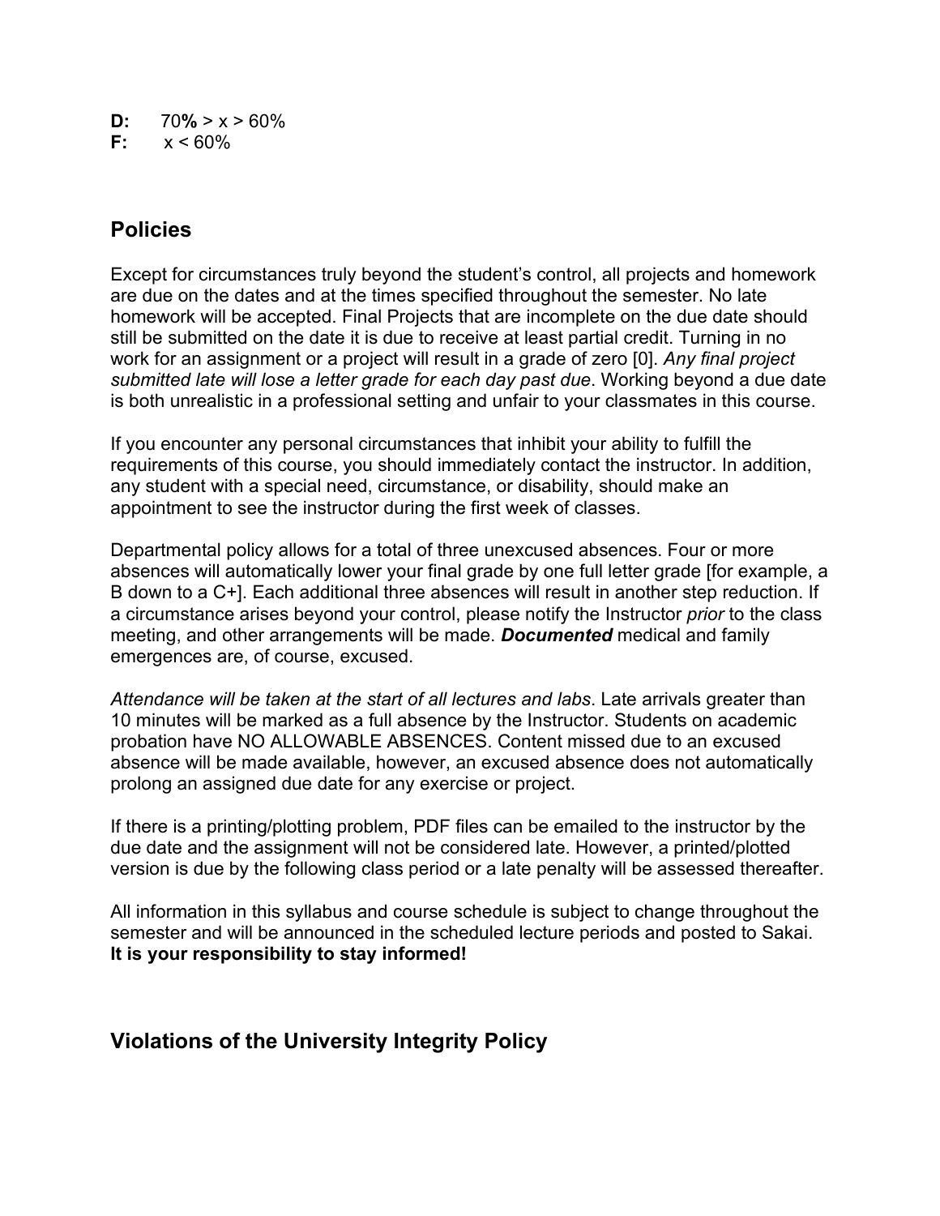**D:** 70**%** > x > 60%
**F:** x < 60%

## Policies

Except for circumstances truly beyond the student's control, all projects and homework are due on the dates and at the times specified throughout the semester. No late homework will be accepted. Final Projects that are incomplete on the due date should still be submitted on the date it is due to receive at least partial credit. Turning in no work for an assignment or a project will result in a grade of zero [0]. *Any final project submitted late will lose a letter grade for each day past due*. Working beyond a due date is both unrealistic in a professional setting and unfair to your classmates in this course.

If you encounter any personal circumstances that inhibit your ability to fulfill the requirements of this course, you should immediately contact the instructor. In addition, any student with a special need, circumstance, or disability, should make an appointment to see the instructor during the first week of classes.

Departmental policy allows for a total of three unexcused absences. Four or more absences will automatically lower your final grade by one full letter grade [for example, a B down to a C+]. Each additional three absences will result in another step reduction. If a circumstance arises beyond your control, please notify the Instructor *prior* to the class meeting, and other arrangements will be made. ***Documented*** medical and family emergences are, of course, excused.

*Attendance will be taken at the start of all lectures and labs*. Late arrivals greater than 10 minutes will be marked as a full absence by the Instructor. Students on academic probation have NO ALLOWABLE ABSENCES. Content missed due to an excused absence will be made available, however, an excused absence does not automatically prolong an assigned due date for any exercise or project.

If there is a printing/plotting problem, PDF files can be emailed to the instructor by the due date and the assignment will not be considered late. However, a printed/plotted version is due by the following class period or a late penalty will be assessed thereafter.

All information in this syllabus and course schedule is subject to change throughout the semester and will be announced in the scheduled lecture periods and posted to Sakai. **It is your responsibility to stay informed!**

## Violations of the University Integrity Policy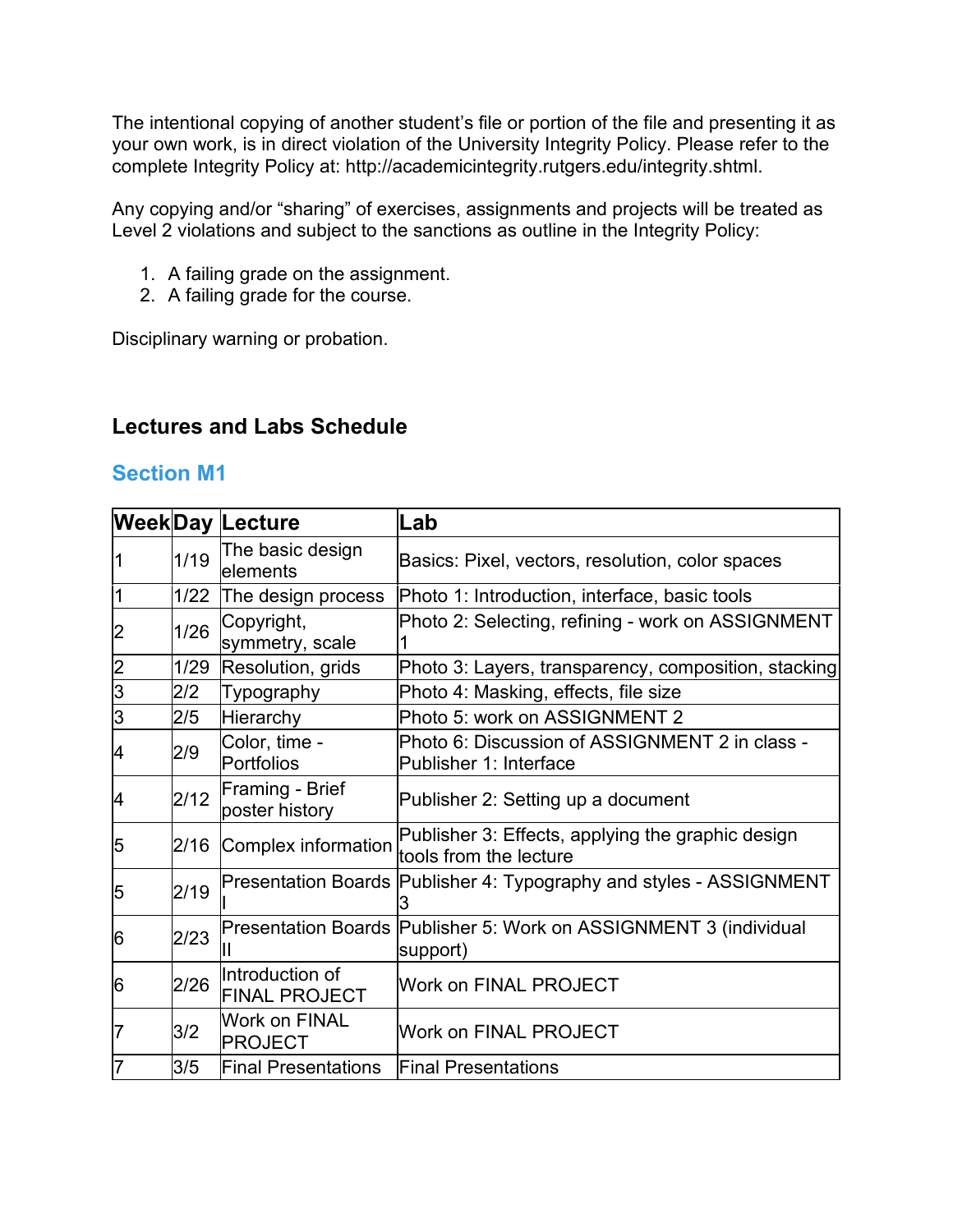The intentional copying of another student's file or portion of the file and presenting it as your own work, is in direct violation of the University Integrity Policy. Please refer to the complete Integrity Policy at: http://academicintegrity.rutgers.edu/integrity.shtml.

Any copying and/or "sharing" of exercises, assignments and projects will be treated as Level 2 violations and subject to the sanctions as outline in the Integrity Policy:

1. A failing grade on the assignment.
2. A failing grade for the course.

Disciplinary warning or probation.

### Lectures and Labs Schedule

## Section M1

| Week | Day | Lecture | Lab |
|---|---|---|---|
| 1 | 1/19 | The basic design elements | Basics: Pixel, vectors, resolution, color spaces |
| 1 | 1/22 | The design process | Photo 1: Introduction, interface, basic tools |
| 2 | 1/26 | Copyright, symmetry, scale | Photo 2: Selecting, refining - work on ASSIGNMENT 1 |
| 2 | 1/29 | Resolution, grids | Photo 3: Layers, transparency, composition, stacking |
| 3 | 2/2 | Typography | Photo 4: Masking, effects, file size |
| 3 | 2/5 | Hierarchy | Photo 5: work on ASSIGNMENT 2 |
| 4 | 2/9 | Color, time - Portfolios | Photo 6: Discussion of ASSIGNMENT 2 in class - Publisher 1: Interface |
| 4 | 2/12 | Framing - Brief poster history | Publisher 2: Setting up a document |
| 5 | 2/16 | Complex information | Publisher 3: Effects, applying the graphic design tools from the lecture |
| 5 | 2/19 | Presentation Boards I | Publisher 4: Typography and styles - ASSIGNMENT 3 |
| 6 | 2/23 | Presentation Boards II | Publisher 5: Work on ASSIGNMENT 3 (individual support) |
| 6 | 2/26 | Introduction of FINAL PROJECT | Work on FINAL PROJECT |
| 7 | 3/2 | Work on FINAL PROJECT | Work on FINAL PROJECT |
| 7 | 3/5 | Final Presentations | Final Presentations |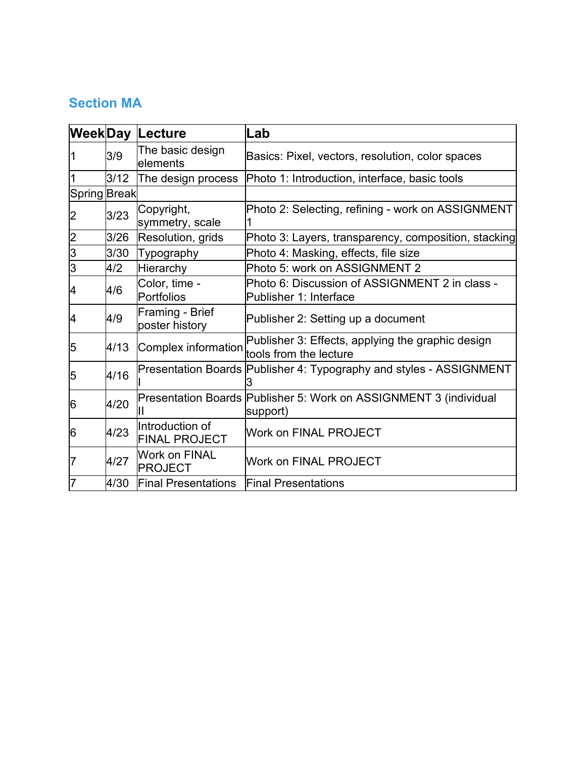## Section MA

| Week | Day | Lecture | Lab |
|---|---|---|---|
| 1 | 3/9 | The basic design elements | Basics: Pixel, vectors, resolution, color spaces |
| 1 | 3/12 | The design process | Photo 1: Introduction, interface, basic tools |
| Spring | Break | | |
| 2 | 3/23 | Copyright, symmetry, scale | Photo 2: Selecting, refining - work on ASSIGNMENT 1 |
| 2 | 3/26 | Resolution, grids | Photo 3: Layers, transparency, composition, stacking |
| 3 | 3/30 | Typography | Photo 4: Masking, effects, file size |
| 3 | 4/2 | Hierarchy | Photo 5: work on ASSIGNMENT 2 |
| 4 | 4/6 | Color, time - Portfolios | Photo 6: Discussion of ASSIGNMENT 2 in class - Publisher 1: Interface |
| 4 | 4/9 | Framing - Brief poster history | Publisher 2: Setting up a document |
| 5 | 4/13 | Complex information | Publisher 3: Effects, applying the graphic design tools from the lecture |
| 5 | 4/16 | Presentation Boards I | Publisher 4: Typography and styles - ASSIGNMENT 3 |
| 6 | 4/20 | Presentation Boards II | Publisher 5: Work on ASSIGNMENT 3 (individual support) |
| 6 | 4/23 | Introduction of FINAL PROJECT | Work on FINAL PROJECT |
| 7 | 4/27 | Work on FINAL PROJECT | Work on FINAL PROJECT |
| 7 | 4/30 | Final Presentations | Final Presentations |